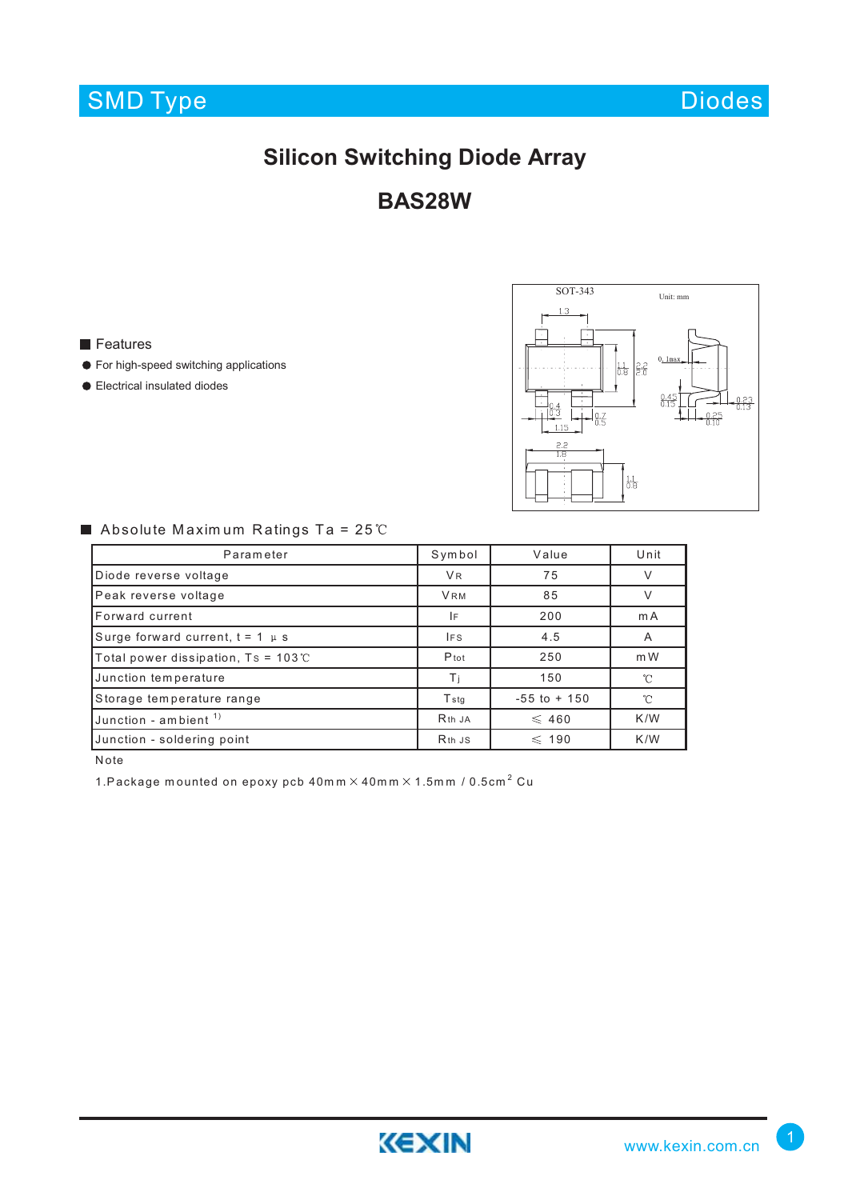SMD Type — Diodes

# Silicon Switching Diode Array

# BAS28W

SOT-343 (Unit: mm)

## Features

- For high-speed switching applications
- Electrical insulated diodes

## Absolute Maximum Ratings Ta = 25℃

| Parameter | Symbol | Value | Unit |
|---|---|---|---|
| Diode reverse voltage | $V_R$ | 75 | V |
| Peak reverse voltage | $V_{RM}$ | 85 | V |
| Forward current | $I_F$ | 200 | mA |
| Surge forward current, t = 1 μs | $I_{FS}$ | 4.5 | A |
| Total power dissipation, Ts = 103℃ | $P_{tot}$ | 250 | mW |
| Junction temperature | $T_j$ | 150 | ℃ |
| Storage temperature range | $T_{stg}$ | -55 to + 150 | ℃ |
| Junction - ambient [1] | $R_{th\ JA}$ | ≤ 460 | K/W |
| Junction - soldering point | $R_{th\ JS}$ | ≤ 190 | K/W |

Note

1.Package mounted on epoxy pcb 40mm × 40mm × 1.5mm / 0.5cm$^2$ Cu

KEXIN www.kexin.com.cn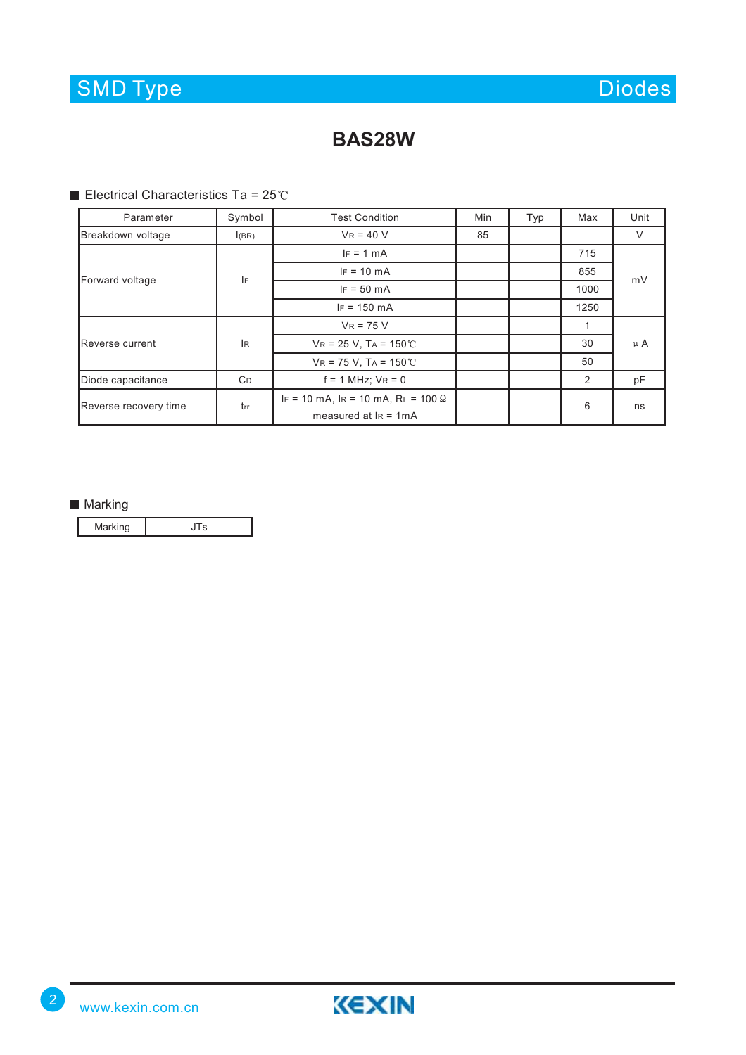# BAS28W

## Electrical Characteristics Ta = 25℃

| Parameter | Symbol | Test Condition | Min | Typ | Max | Unit |
|---|---|---|---|---|---|---|
| Breakdown voltage | $I_{(BR)}$ | $V_R$ = 40 V | 85 | | | V |
| Forward voltage | $I_F$ | $I_F$ = 1 mA | | | 715 | mV |
| | | $I_F$ = 10 mA | | | 855 | |
| | | $I_F$ = 50 mA | | | 1000 | |
| | | $I_F$ = 150 mA | | | 1250 | |
| Reverse current | $I_R$ | $V_R$ = 75 V | | | 1 | μ A |
| | | $V_R$ = 25 V, $T_A$ = 150℃ | | | 30 | |
| | | $V_R$ = 75 V, $T_A$ = 150℃ | | | 50 | |
| Diode capacitance | $C_D$ | f = 1 MHz; $V_R$ = 0 | | | 2 | pF |
| Reverse recovery time | $t_{rr}$ | $I_F$ = 10 mA, $I_R$ = 10 mA, $R_L$ = 100 Ω measured at $I_R$ = 1mA | | | 6 | ns |

## Marking

| | |
|---|---|
| Marking | JTs |

www.kexin.com.cn

KEXIN